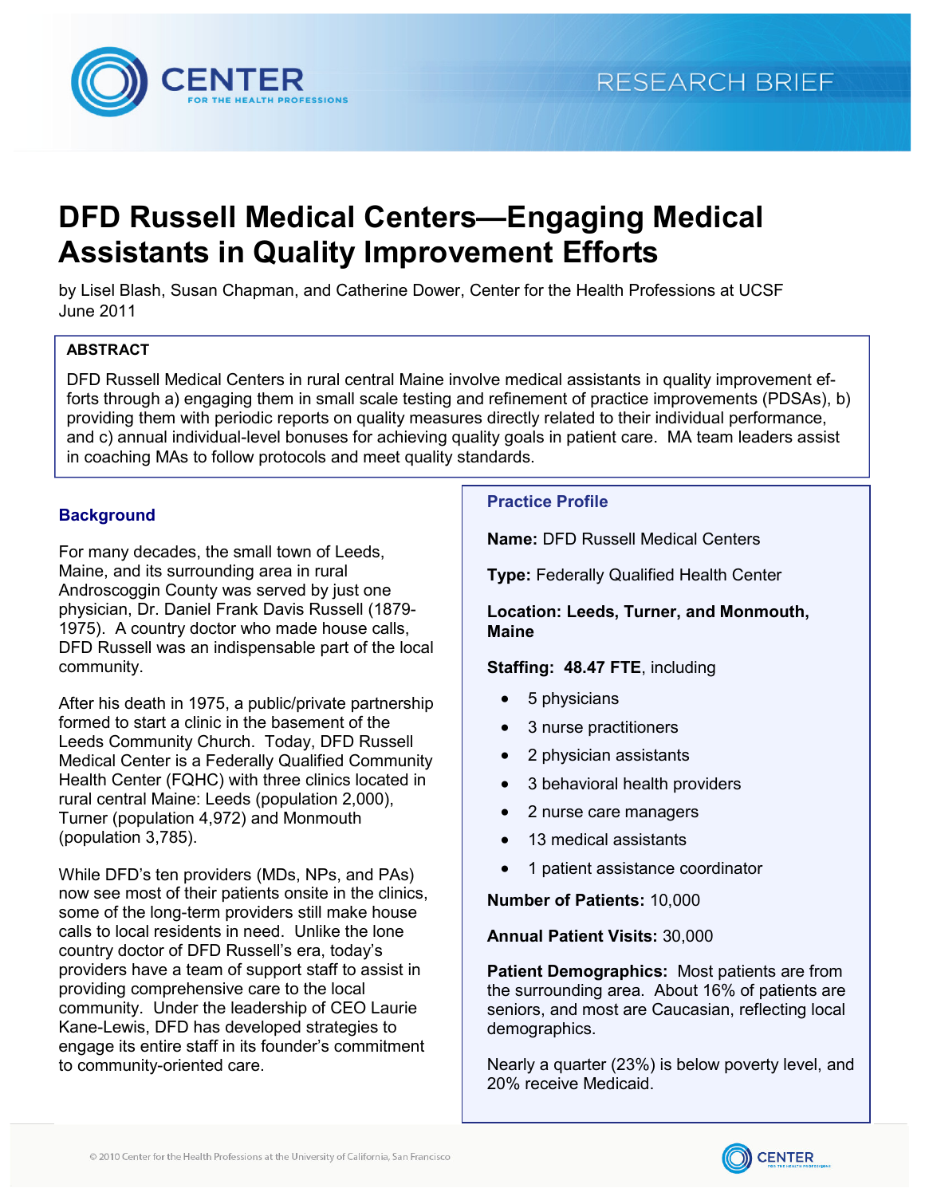# DFD Russell Medical Centers—Engaging Medical Assistants in Quality Improvement Efforts

by Lisel Blash, Susan Chapman, and Catherine Dower, Center for the Health Professions at UCSF
June 2011

**ABSTRACT**

DFD Russell Medical Centers in rural central Maine involve medical assistants in quality improvement efforts through a) engaging them in small scale testing and refinement of practice improvements (PDSAs), b) providing them with periodic reports on quality measures directly related to their individual performance, and c) annual individual-level bonuses for achieving quality goals in patient care. MA team leaders assist in coaching MAs to follow protocols and meet quality standards.

## Background

For many decades, the small town of Leeds, Maine, and its surrounding area in rural Androscoggin County was served by just one physician, Dr. Daniel Frank Davis Russell (1879-1975). A country doctor who made house calls, DFD Russell was an indispensable part of the local community.

After his death in 1975, a public/private partnership formed to start a clinic in the basement of the Leeds Community Church. Today, DFD Russell Medical Center is a Federally Qualified Community Health Center (FQHC) with three clinics located in rural central Maine: Leeds (population 2,000), Turner (population 4,972) and Monmouth (population 3,785).

While DFD's ten providers (MDs, NPs, and PAs) now see most of their patients onsite in the clinics, some of the long-term providers still make house calls to local residents in need. Unlike the lone country doctor of DFD Russell's era, today's providers have a team of support staff to assist in providing comprehensive care to the local community. Under the leadership of CEO Laurie Kane-Lewis, DFD has developed strategies to engage its entire staff in its founder's commitment to community-oriented care.

### Practice Profile

**Name:** DFD Russell Medical Centers

**Type:** Federally Qualified Health Center

**Location: Leeds, Turner, and Monmouth, Maine**

**Staffing: 48.47 FTE**, including

- 5 physicians
- 3 nurse practitioners
- 2 physician assistants
- 3 behavioral health providers
- 2 nurse care managers
- 13 medical assistants
- 1 patient assistance coordinator

**Number of Patients:** 10,000

**Annual Patient Visits:** 30,000

**Patient Demographics:** Most patients are from the surrounding area. About 16% of patients are seniors, and most are Caucasian, reflecting local demographics.

Nearly a quarter (23%) is below poverty level, and 20% receive Medicaid.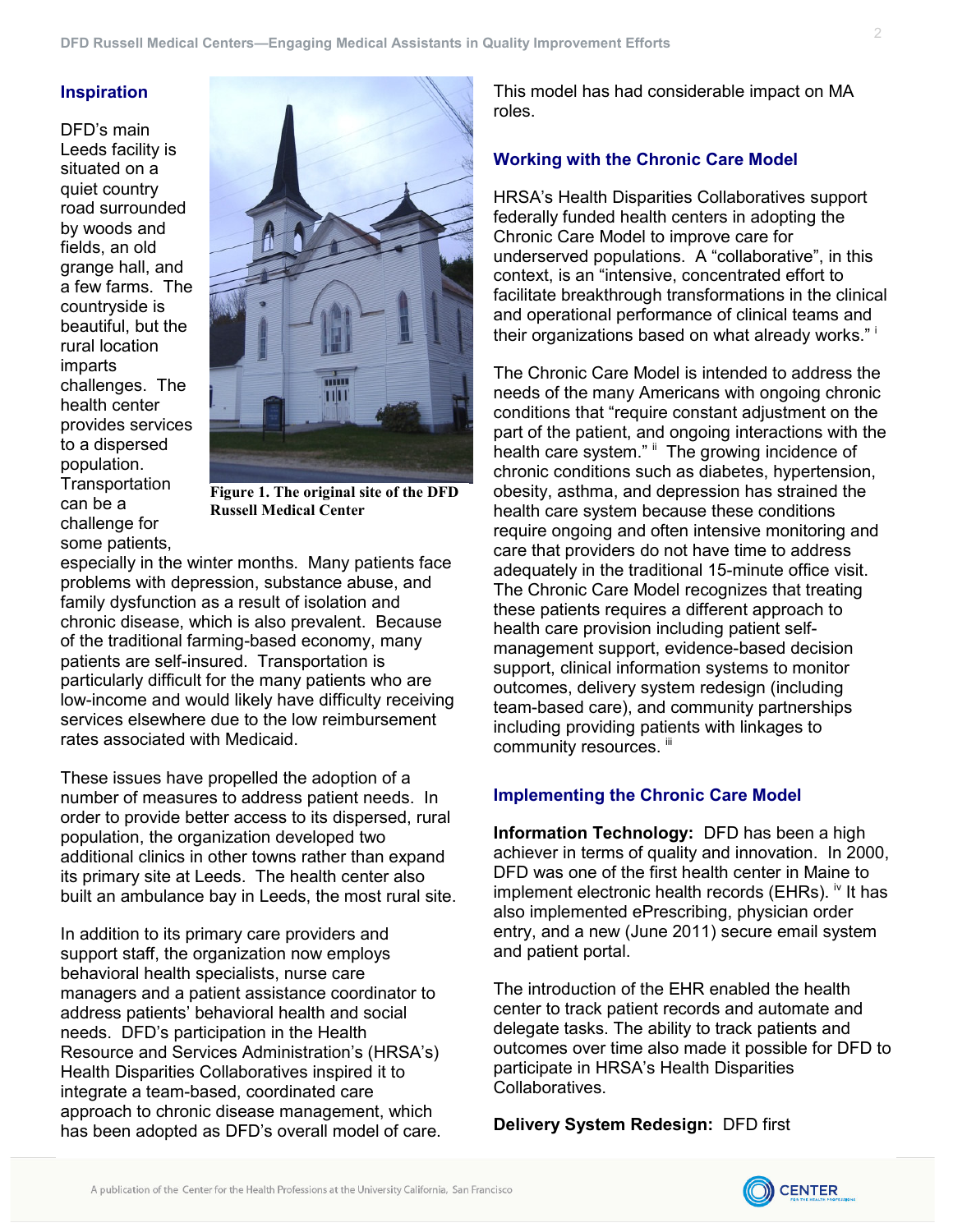## Inspiration

DFD's main Leeds facility is situated on a quiet country road surrounded by woods and fields, an old grange hall, and a few farms. The countryside is beautiful, but the rural location imparts challenges. The health center provides services to a dispersed population. Transportation can be a challenge for some patients, especially in the winter months. Many patients face problems with depression, substance abuse, and family dysfunction as a result of isolation and chronic disease, which is also prevalent. Because of the traditional farming-based economy, many patients are self-insured. Transportation is particularly difficult for the many patients who are low-income and would likely have difficulty receiving services elsewhere due to the low reimbursement rates associated with Medicaid.

Figure 1. The original site of the DFD Russell Medical Center

These issues have propelled the adoption of a number of measures to address patient needs. In order to provide better access to its dispersed, rural population, the organization developed two additional clinics in other towns rather than expand its primary site at Leeds. The health center also built an ambulance bay in Leeds, the most rural site.

In addition to its primary care providers and support staff, the organization now employs behavioral health specialists, nurse care managers and a patient assistance coordinator to address patients' behavioral health and social needs. DFD's participation in the Health Resource and Services Administration's (HRSA's) Health Disparities Collaboratives inspired it to integrate a team-based, coordinated care approach to chronic disease management, which has been adopted as DFD's overall model of care. This model has had considerable impact on MA roles.

## Working with the Chronic Care Model

HRSA's Health Disparities Collaboratives support federally funded health centers in adopting the Chronic Care Model to improve care for underserved populations. A "collaborative", in this context, is an "intensive, concentrated effort to facilitate breakthrough transformations in the clinical and operational performance of clinical teams and their organizations based on what already works." [i]

The Chronic Care Model is intended to address the needs of the many Americans with ongoing chronic conditions that "require constant adjustment on the part of the patient, and ongoing interactions with the health care system." [ii] The growing incidence of chronic conditions such as diabetes, hypertension, obesity, asthma, and depression has strained the health care system because these conditions require ongoing and often intensive monitoring and care that providers do not have time to address adequately in the traditional 15-minute office visit. The Chronic Care Model recognizes that treating these patients requires a different approach to health care provision including patient self-management support, evidence-based decision support, clinical information systems to monitor outcomes, delivery system redesign (including team-based care), and community partnerships including providing patients with linkages to community resources. [iii]

## Implementing the Chronic Care Model

**Information Technology:** DFD has been a high achiever in terms of quality and innovation. In 2000, DFD was one of the first health center in Maine to implement electronic health records (EHRs). [iv] It has also implemented ePrescribing, physician order entry, and a new (June 2011) secure email system and patient portal.

The introduction of the EHR enabled the health center to track patient records and automate and delegate tasks. The ability to track patients and outcomes over time also made it possible for DFD to participate in HRSA's Health Disparities Collaboratives.

**Delivery System Redesign:** DFD first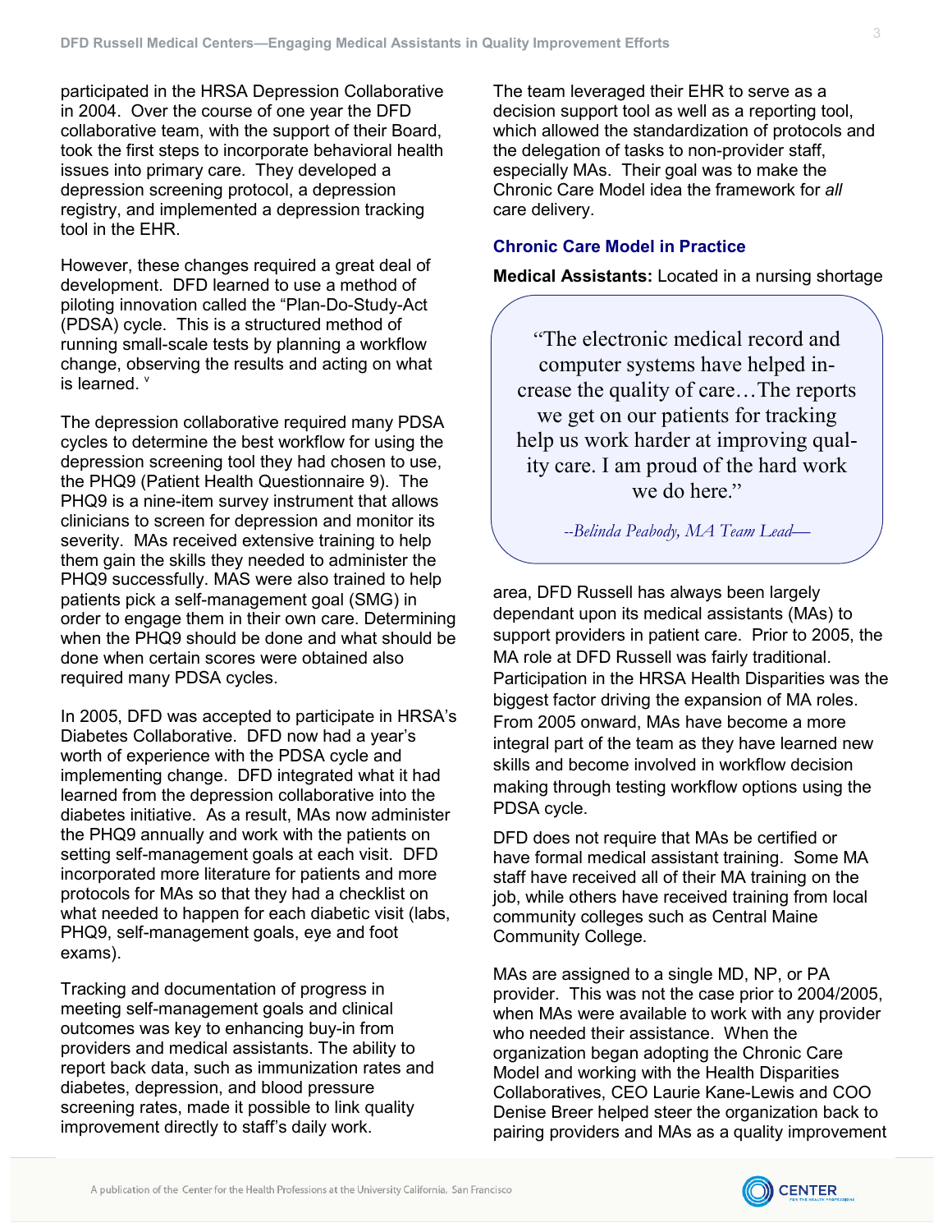participated in the HRSA Depression Collaborative in 2004. Over the course of one year the DFD collaborative team, with the support of their Board, took the first steps to incorporate behavioral health issues into primary care. They developed a depression screening protocol, a depression registry, and implemented a depression tracking tool in the EHR.

However, these changes required a great deal of development. DFD learned to use a method of piloting innovation called the "Plan-Do-Study-Act (PDSA) cycle. This is a structured method of running small-scale tests by planning a workflow change, observing the results and acting on what is learned. [v]

The depression collaborative required many PDSA cycles to determine the best workflow for using the depression screening tool they had chosen to use, the PHQ9 (Patient Health Questionnaire 9). The PHQ9 is a nine-item survey instrument that allows clinicians to screen for depression and monitor its severity. MAs received extensive training to help them gain the skills they needed to administer the PHQ9 successfully. MAS were also trained to help patients pick a self-management goal (SMG) in order to engage them in their own care. Determining when the PHQ9 should be done and what should be done when certain scores were obtained also required many PDSA cycles.

In 2005, DFD was accepted to participate in HRSA's Diabetes Collaborative. DFD now had a year's worth of experience with the PDSA cycle and implementing change. DFD integrated what it had learned from the depression collaborative into the diabetes initiative. As a result, MAs now administer the PHQ9 annually and work with the patients on setting self-management goals at each visit. DFD incorporated more literature for patients and more protocols for MAs so that they had a checklist on what needed to happen for each diabetic visit (labs, PHQ9, self-management goals, eye and foot exams).

Tracking and documentation of progress in meeting self-management goals and clinical outcomes was key to enhancing buy-in from providers and medical assistants. The ability to report back data, such as immunization rates and diabetes, depression, and blood pressure screening rates, made it possible to link quality improvement directly to staff's daily work.

The team leveraged their EHR to serve as a decision support tool as well as a reporting tool, which allowed the standardization of protocols and the delegation of tasks to non-provider staff, especially MAs. Their goal was to make the Chronic Care Model idea the framework for *all* care delivery.

### Chronic Care Model in Practice

**Medical Assistants:** Located in a nursing shortage area, DFD Russell has always been largely dependant upon its medical assistants (MAs) to support providers in patient care. Prior to 2005, the MA role at DFD Russell was fairly traditional. Participation in the HRSA Health Disparities was the biggest factor driving the expansion of MA roles. From 2005 onward, MAs have become a more integral part of the team as they have learned new skills and become involved in workflow decision making through testing workflow options using the PDSA cycle.

> "The electronic medical record and computer systems have helped increase the quality of care…The reports we get on our patients for tracking help us work harder at improving quality care. I am proud of the hard work we do here."
>
> *--Belinda Peabody, MA Team Lead—*

DFD does not require that MAs be certified or have formal medical assistant training. Some MA staff have received all of their MA training on the job, while others have received training from local community colleges such as Central Maine Community College.

MAs are assigned to a single MD, NP, or PA provider. This was not the case prior to 2004/2005, when MAs were available to work with any provider who needed their assistance. When the organization began adopting the Chronic Care Model and working with the Health Disparities Collaboratives, CEO Laurie Kane-Lewis and COO Denise Breer helped steer the organization back to pairing providers and MAs as a quality improvement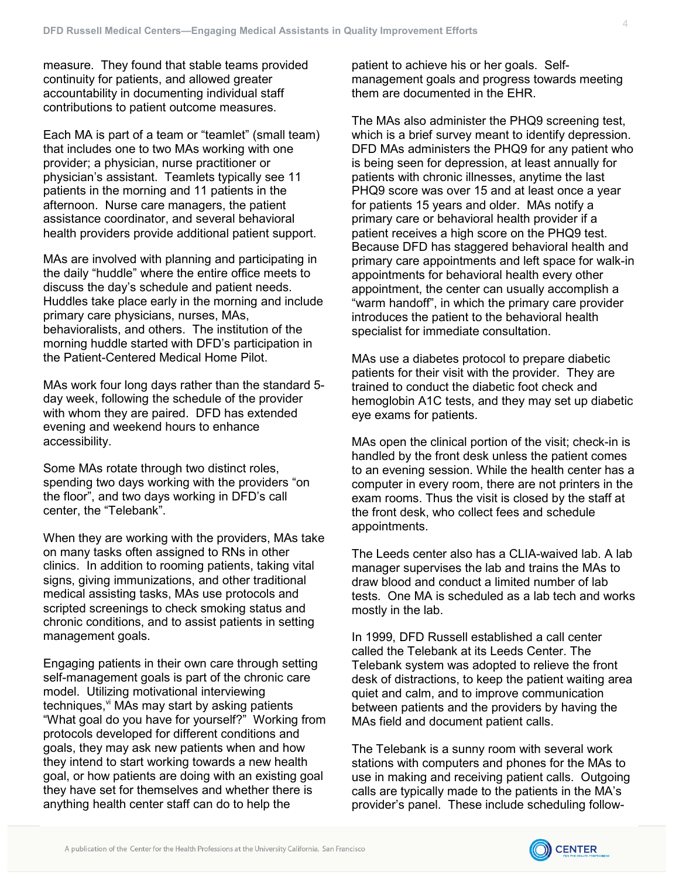measure. They found that stable teams provided continuity for patients, and allowed greater accountability in documenting individual staff contributions to patient outcome measures.

Each MA is part of a team or "teamlet" (small team) that includes one to two MAs working with one provider; a physician, nurse practitioner or physician's assistant. Teamlets typically see 11 patients in the morning and 11 patients in the afternoon. Nurse care managers, the patient assistance coordinator, and several behavioral health providers provide additional patient support.

MAs are involved with planning and participating in the daily "huddle" where the entire office meets to discuss the day's schedule and patient needs. Huddles take place early in the morning and include primary care physicians, nurses, MAs, behavioralists, and others. The institution of the morning huddle started with DFD's participation in the Patient-Centered Medical Home Pilot.

MAs work four long days rather than the standard 5-day week, following the schedule of the provider with whom they are paired. DFD has extended evening and weekend hours to enhance accessibility.

Some MAs rotate through two distinct roles, spending two days working with the providers "on the floor", and two days working in DFD's call center, the "Telebank".

When they are working with the providers, MAs take on many tasks often assigned to RNs in other clinics. In addition to rooming patients, taking vital signs, giving immunizations, and other traditional medical assisting tasks, MAs use protocols and scripted screenings to check smoking status and chronic conditions, and to assist patients in setting management goals.

Engaging patients in their own care through setting self-management goals is part of the chronic care model. Utilizing motivational interviewing techniques,[vi] MAs may start by asking patients "What goal do you have for yourself?" Working from protocols developed for different conditions and goals, they may ask new patients when and how they intend to start working towards a new health goal, or how patients are doing with an existing goal they have set for themselves and whether there is anything health center staff can do to help the patient to achieve his or her goals. Self-management goals and progress towards meeting them are documented in the EHR.

The MAs also administer the PHQ9 screening test, which is a brief survey meant to identify depression. DFD MAs administers the PHQ9 for any patient who is being seen for depression, at least annually for patients with chronic illnesses, anytime the last PHQ9 score was over 15 and at least once a year for patients 15 years and older. MAs notify a primary care or behavioral health provider if a patient receives a high score on the PHQ9 test. Because DFD has staggered behavioral health and primary care appointments and left space for walk-in appointments for behavioral health every other appointment, the center can usually accomplish a "warm handoff", in which the primary care provider introduces the patient to the behavioral health specialist for immediate consultation.

MAs use a diabetes protocol to prepare diabetic patients for their visit with the provider. They are trained to conduct the diabetic foot check and hemoglobin A1C tests, and they may set up diabetic eye exams for patients.

MAs open the clinical portion of the visit; check-in is handled by the front desk unless the patient comes to an evening session. While the health center has a computer in every room, there are not printers in the exam rooms. Thus the visit is closed by the staff at the front desk, who collect fees and schedule appointments.

The Leeds center also has a CLIA-waived lab. A lab manager supervises the lab and trains the MAs to draw blood and conduct a limited number of lab tests. One MA is scheduled as a lab tech and works mostly in the lab.

In 1999, DFD Russell established a call center called the Telebank at its Leeds Center. The Telebank system was adopted to relieve the front desk of distractions, to keep the patient waiting area quiet and calm, and to improve communication between patients and the providers by having the MAs field and document patient calls.

The Telebank is a sunny room with several work stations with computers and phones for the MAs to use in making and receiving patient calls. Outgoing calls are typically made to the patients in the MA's provider's panel. These include scheduling follow-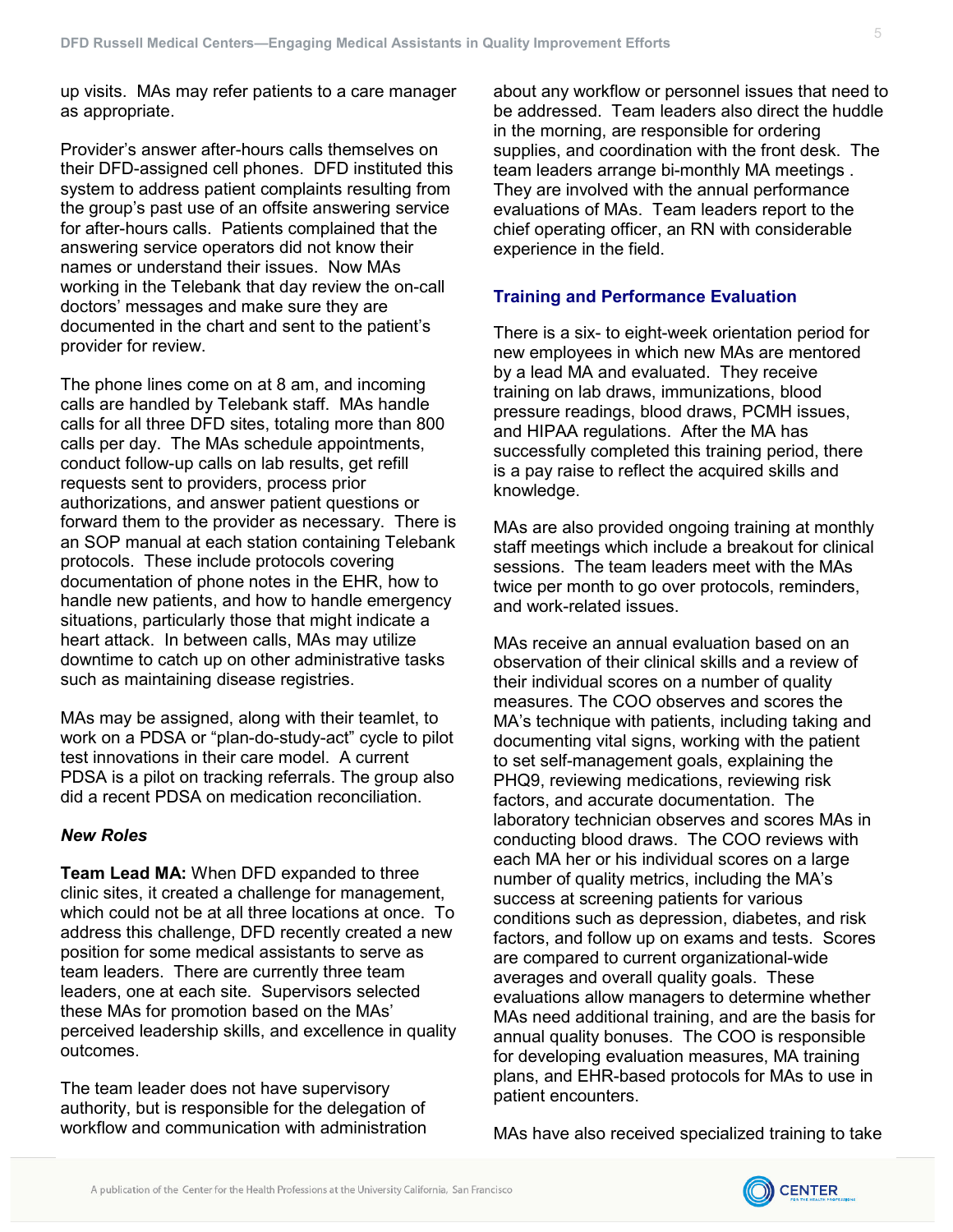up visits. MAs may refer patients to a care manager as appropriate.

Provider's answer after-hours calls themselves on their DFD-assigned cell phones. DFD instituted this system to address patient complaints resulting from the group's past use of an offsite answering service for after-hours calls. Patients complained that the answering service operators did not know their names or understand their issues. Now MAs working in the Telebank that day review the on-call doctors' messages and make sure they are documented in the chart and sent to the patient's provider for review.

The phone lines come on at 8 am, and incoming calls are handled by Telebank staff. MAs handle calls for all three DFD sites, totaling more than 800 calls per day. The MAs schedule appointments, conduct follow-up calls on lab results, get refill requests sent to providers, process prior authorizations, and answer patient questions or forward them to the provider as necessary. There is an SOP manual at each station containing Telebank protocols. These include protocols covering documentation of phone notes in the EHR, how to handle new patients, and how to handle emergency situations, particularly those that might indicate a heart attack. In between calls, MAs may utilize downtime to catch up on other administrative tasks such as maintaining disease registries.

MAs may be assigned, along with their teamlet, to work on a PDSA or "plan-do-study-act" cycle to pilot test innovations in their care model. A current PDSA is a pilot on tracking referrals. The group also did a recent PDSA on medication reconciliation.

*New Roles*

**Team Lead MA:** When DFD expanded to three clinic sites, it created a challenge for management, which could not be at all three locations at once. To address this challenge, DFD recently created a new position for some medical assistants to serve as team leaders. There are currently three team leaders, one at each site. Supervisors selected these MAs for promotion based on the MAs' perceived leadership skills, and excellence in quality outcomes.

The team leader does not have supervisory authority, but is responsible for the delegation of workflow and communication with administration about any workflow or personnel issues that need to be addressed. Team leaders also direct the huddle in the morning, are responsible for ordering supplies, and coordination with the front desk. The team leaders arrange bi-monthly MA meetings . They are involved with the annual performance evaluations of MAs. Team leaders report to the chief operating officer, an RN with considerable experience in the field.

### Training and Performance Evaluation

There is a six- to eight-week orientation period for new employees in which new MAs are mentored by a lead MA and evaluated. They receive training on lab draws, immunizations, blood pressure readings, blood draws, PCMH issues, and HIPAA regulations. After the MA has successfully completed this training period, there is a pay raise to reflect the acquired skills and knowledge.

MAs are also provided ongoing training at monthly staff meetings which include a breakout for clinical sessions. The team leaders meet with the MAs twice per month to go over protocols, reminders, and work-related issues.

MAs receive an annual evaluation based on an observation of their clinical skills and a review of their individual scores on a number of quality measures. The COO observes and scores the MA's technique with patients, including taking and documenting vital signs, working with the patient to set self-management goals, explaining the PHQ9, reviewing medications, reviewing risk factors, and accurate documentation. The laboratory technician observes and scores MAs in conducting blood draws. The COO reviews with each MA her or his individual scores on a large number of quality metrics, including the MA's success at screening patients for various conditions such as depression, diabetes, and risk factors, and follow up on exams and tests. Scores are compared to current organizational-wide averages and overall quality goals. These evaluations allow managers to determine whether MAs need additional training, and are the basis for annual quality bonuses. The COO is responsible for developing evaluation measures, MA training plans, and EHR-based protocols for MAs to use in patient encounters.

MAs have also received specialized training to take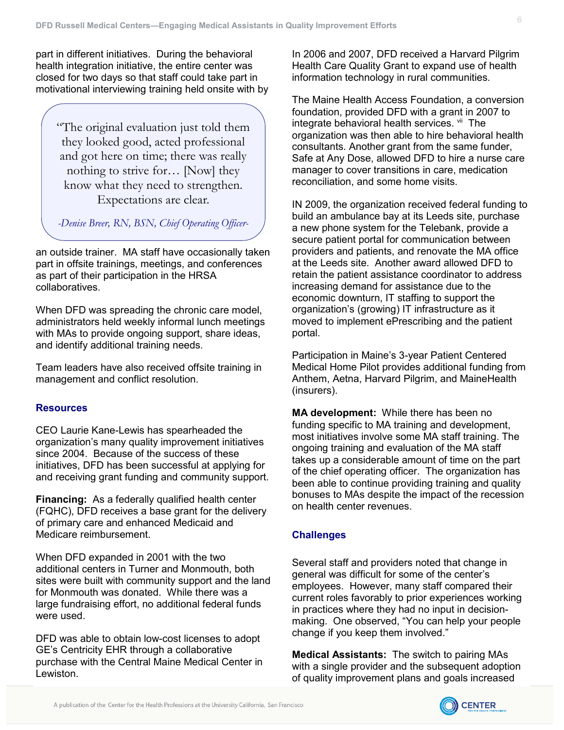part in different initiatives. During the behavioral health integration initiative, the entire center was closed for two days so that staff could take part in motivational interviewing training held onsite with by an outside trainer. MA staff have occasionally taken part in offsite trainings, meetings, and conferences as part of their participation in the HRSA collaboratives.

> "The original evaluation just told them they looked good, acted professional and got here on time; there was really nothing to strive for… [Now] they know what they need to strengthen. Expectations are clear.
>
> *-Denise Breer, RN, BSN, Chief Operating Officer-*

When DFD was spreading the chronic care model, administrators held weekly informal lunch meetings with MAs to provide ongoing support, share ideas, and identify additional training needs.

Team leaders have also received offsite training in management and conflict resolution.

### Resources

CEO Laurie Kane-Lewis has spearheaded the organization's many quality improvement initiatives since 2004. Because of the success of these initiatives, DFD has been successful at applying for and receiving grant funding and community support.

**Financing:** As a federally qualified health center (FQHC), DFD receives a base grant for the delivery of primary care and enhanced Medicaid and Medicare reimbursement.

When DFD expanded in 2001 with the two additional centers in Turner and Monmouth, both sites were built with community support and the land for Monmouth was donated. While there was a large fundraising effort, no additional federal funds were used.

DFD was able to obtain low-cost licenses to adopt GE's Centricity EHR through a collaborative purchase with the Central Maine Medical Center in Lewiston.

In 2006 and 2007, DFD received a Harvard Pilgrim Health Care Quality Grant to expand use of health information technology in rural communities.

The Maine Health Access Foundation, a conversion foundation, provided DFD with a grant in 2007 to integrate behavioral health services. [vii] The organization was then able to hire behavioral health consultants. Another grant from the same funder, Safe at Any Dose, allowed DFD to hire a nurse care manager to cover transitions in care, medication reconciliation, and some home visits.

IN 2009, the organization received federal funding to build an ambulance bay at its Leeds site, purchase a new phone system for the Telebank, provide a secure patient portal for communication between providers and patients, and renovate the MA office at the Leeds site. Another award allowed DFD to retain the patient assistance coordinator to address increasing demand for assistance due to the economic downturn, IT staffing to support the organization's (growing) IT infrastructure as it moved to implement ePrescribing and the patient portal.

Participation in Maine's 3-year Patient Centered Medical Home Pilot provides additional funding from Anthem, Aetna, Harvard Pilgrim, and MaineHealth (insurers).

**MA development:** While there has been no funding specific to MA training and development, most initiatives involve some MA staff training. The ongoing training and evaluation of the MA staff takes up a considerable amount of time on the part of the chief operating officer. The organization has been able to continue providing training and quality bonuses to MAs despite the impact of the recession on health center revenues.

### Challenges

Several staff and providers noted that change in general was difficult for some of the center's employees. However, many staff compared their current roles favorably to prior experiences working in practices where they had no input in decision-making. One observed, "You can help your people change if you keep them involved."

**Medical Assistants:** The switch to pairing MAs with a single provider and the subsequent adoption of quality improvement plans and goals increased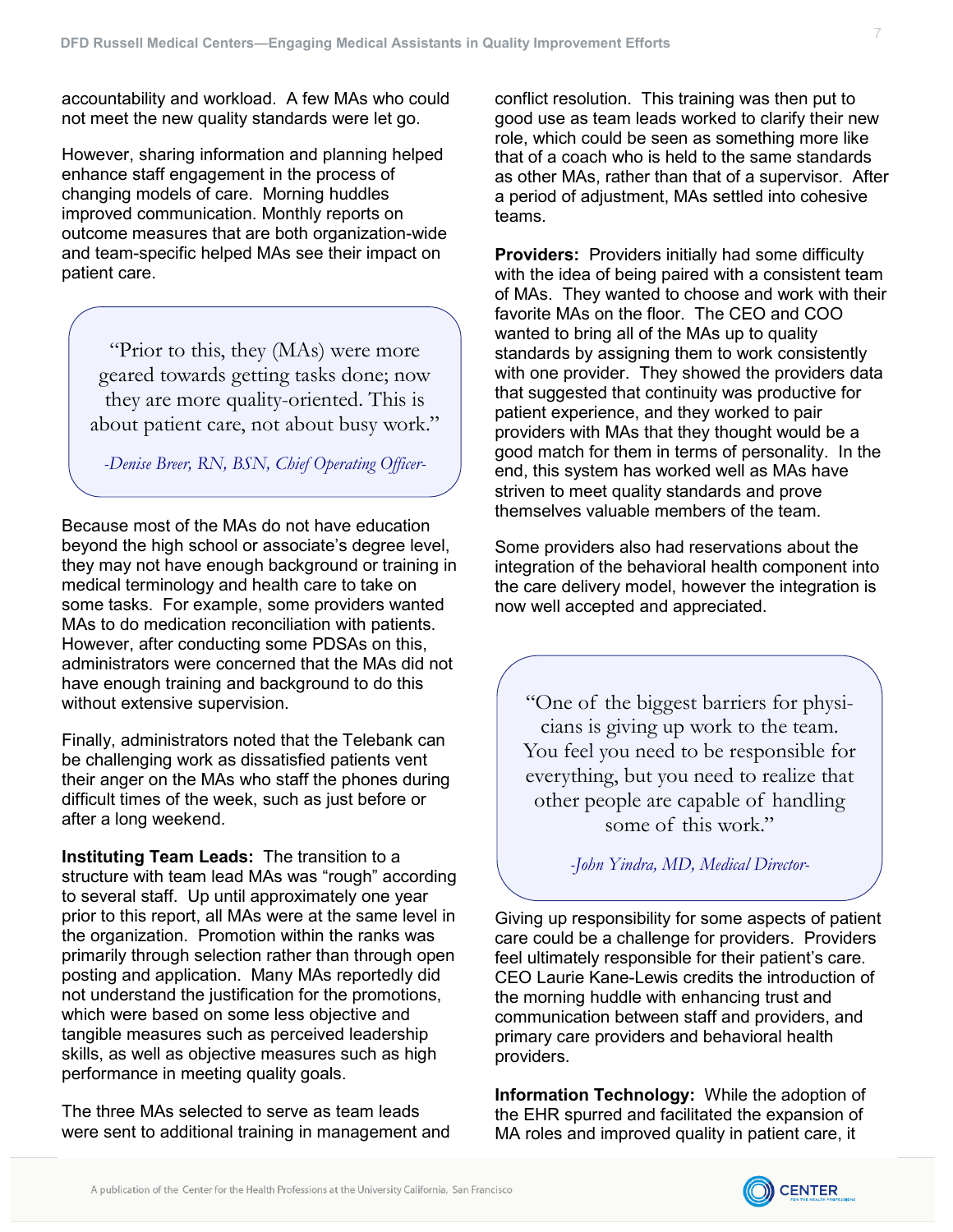accountability and workload. A few MAs who could not meet the new quality standards were let go.

However, sharing information and planning helped enhance staff engagement in the process of changing models of care. Morning huddles improved communication. Monthly reports on outcome measures that are both organization-wide and team-specific helped MAs see their impact on patient care.

> "Prior to this, they (MAs) were more geared towards getting tasks done; now they are more quality-oriented. This is about patient care, not about busy work."
>
> *-Denise Breer, RN, BSN, Chief Operating Officer-*

Because most of the MAs do not have education beyond the high school or associate's degree level, they may not have enough background or training in medical terminology and health care to take on some tasks. For example, some providers wanted MAs to do medication reconciliation with patients. However, after conducting some PDSAs on this, administrators were concerned that the MAs did not have enough training and background to do this without extensive supervision.

Finally, administrators noted that the Telebank can be challenging work as dissatisfied patients vent their anger on the MAs who staff the phones during difficult times of the week, such as just before or after a long weekend.

**Instituting Team Leads:** The transition to a structure with team lead MAs was "rough" according to several staff. Up until approximately one year prior to this report, all MAs were at the same level in the organization. Promotion within the ranks was primarily through selection rather than through open posting and application. Many MAs reportedly did not understand the justification for the promotions, which were based on some less objective and tangible measures such as perceived leadership skills, as well as objective measures such as high performance in meeting quality goals.

The three MAs selected to serve as team leads were sent to additional training in management and conflict resolution. This training was then put to good use as team leads worked to clarify their new role, which could be seen as something more like that of a coach who is held to the same standards as other MAs, rather than that of a supervisor. After a period of adjustment, MAs settled into cohesive teams.

**Providers:** Providers initially had some difficulty with the idea of being paired with a consistent team of MAs. They wanted to choose and work with their favorite MAs on the floor. The CEO and COO wanted to bring all of the MAs up to quality standards by assigning them to work consistently with one provider. They showed the providers data that suggested that continuity was productive for patient experience, and they worked to pair providers with MAs that they thought would be a good match for them in terms of personality. In the end, this system has worked well as MAs have striven to meet quality standards and prove themselves valuable members of the team.

Some providers also had reservations about the integration of the behavioral health component into the care delivery model, however the integration is now well accepted and appreciated.

> "One of the biggest barriers for physicians is giving up work to the team. You feel you need to be responsible for everything, but you need to realize that other people are capable of handling some of this work."
>
> *-John Yindra, MD, Medical Director-*

Giving up responsibility for some aspects of patient care could be a challenge for providers. Providers feel ultimately responsible for their patient's care. CEO Laurie Kane-Lewis credits the introduction of the morning huddle with enhancing trust and communication between staff and providers, and primary care providers and behavioral health providers.

**Information Technology:** While the adoption of the EHR spurred and facilitated the expansion of MA roles and improved quality in patient care, it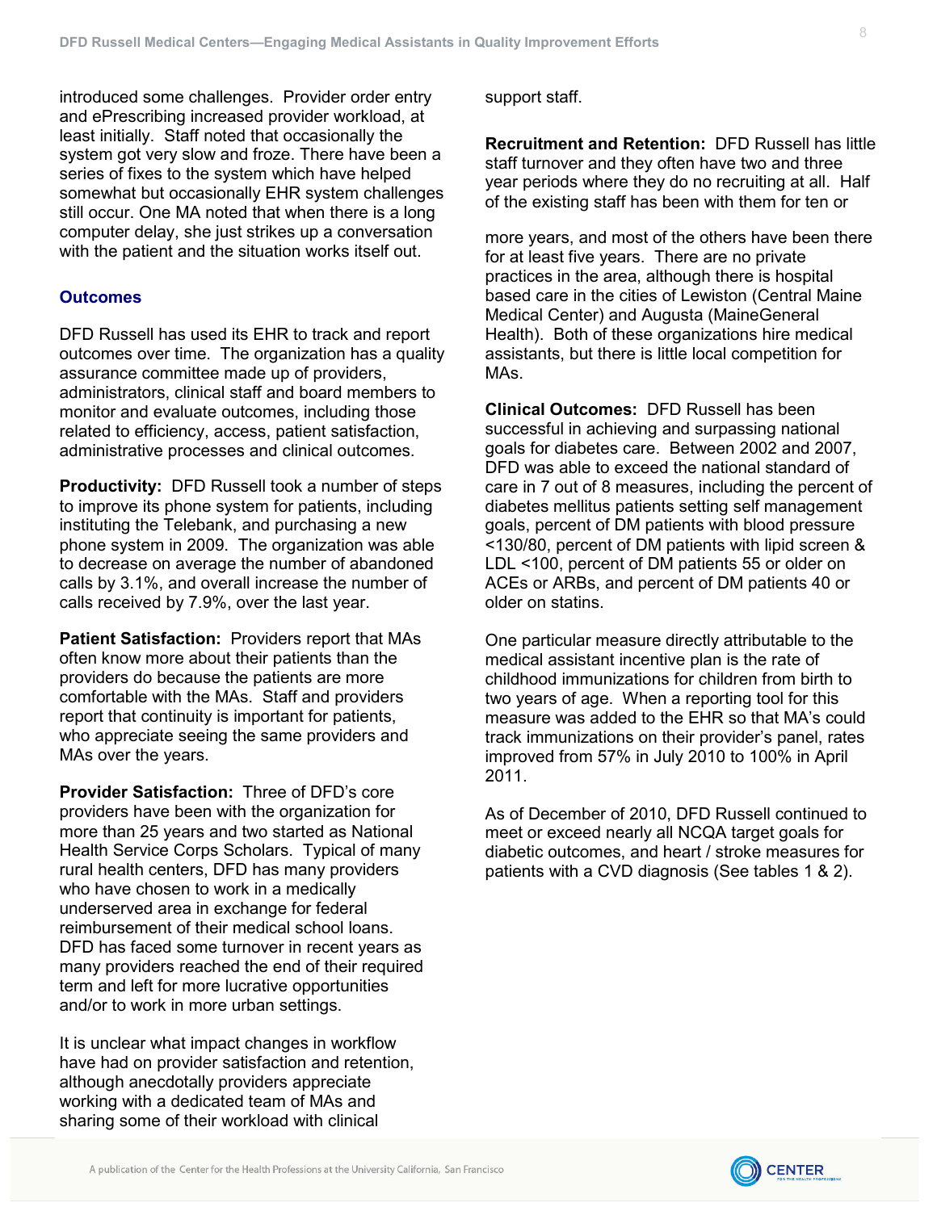introduced some challenges. Provider order entry and ePrescribing increased provider workload, at least initially. Staff noted that occasionally the system got very slow and froze. There have been a series of fixes to the system which have helped somewhat but occasionally EHR system challenges still occur. One MA noted that when there is a long computer delay, she just strikes up a conversation with the patient and the situation works itself out.

## Outcomes

DFD Russell has used its EHR to track and report outcomes over time. The organization has a quality assurance committee made up of providers, administrators, clinical staff and board members to monitor and evaluate outcomes, including those related to efficiency, access, patient satisfaction, administrative processes and clinical outcomes.

**Productivity:** DFD Russell took a number of steps to improve its phone system for patients, including instituting the Telebank, and purchasing a new phone system in 2009. The organization was able to decrease on average the number of abandoned calls by 3.1%, and overall increase the number of calls received by 7.9%, over the last year.

**Patient Satisfaction:** Providers report that MAs often know more about their patients than the providers do because the patients are more comfortable with the MAs. Staff and providers report that continuity is important for patients, who appreciate seeing the same providers and MAs over the years.

**Provider Satisfaction:** Three of DFD's core providers have been with the organization for more than 25 years and two started as National Health Service Corps Scholars. Typical of many rural health centers, DFD has many providers who have chosen to work in a medically underserved area in exchange for federal reimbursement of their medical school loans. DFD has faced some turnover in recent years as many providers reached the end of their required term and left for more lucrative opportunities and/or to work in more urban settings.

It is unclear what impact changes in workflow have had on provider satisfaction and retention, although anecdotally providers appreciate working with a dedicated team of MAs and sharing some of their workload with clinical support staff.

**Recruitment and Retention:** DFD Russell has little staff turnover and they often have two and three year periods where they do no recruiting at all. Half of the existing staff has been with them for ten or more years, and most of the others have been there for at least five years. There are no private practices in the area, although there is hospital based care in the cities of Lewiston (Central Maine Medical Center) and Augusta (MaineGeneral Health). Both of these organizations hire medical assistants, but there is little local competition for MAs.

**Clinical Outcomes:** DFD Russell has been successful in achieving and surpassing national goals for diabetes care. Between 2002 and 2007, DFD was able to exceed the national standard of care in 7 out of 8 measures, including the percent of diabetes mellitus patients setting self management goals, percent of DM patients with blood pressure <130/80, percent of DM patients with lipid screen & LDL <100, percent of DM patients 55 or older on ACEs or ARBs, and percent of DM patients 40 or older on statins.

One particular measure directly attributable to the medical assistant incentive plan is the rate of childhood immunizations for children from birth to two years of age. When a reporting tool for this measure was added to the EHR so that MA's could track immunizations on their provider's panel, rates improved from 57% in July 2010 to 100% in April 2011.

As of December of 2010, DFD Russell continued to meet or exceed nearly all NCQA target goals for diabetic outcomes, and heart / stroke measures for patients with a CVD diagnosis (See tables 1 & 2).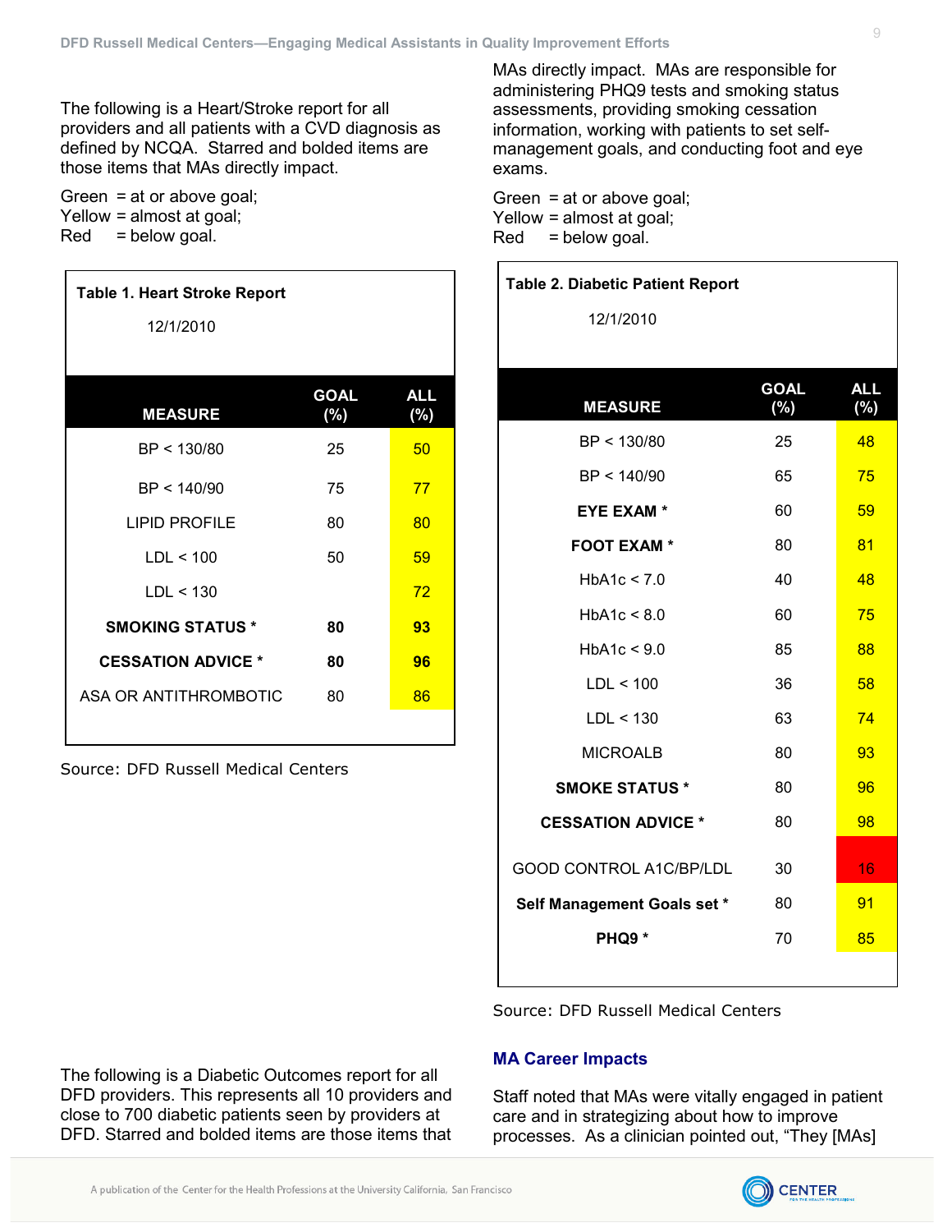The following is a Heart/Stroke report for all providers and all patients with a CVD diagnosis as defined by NCQA. Starred and bolded items are those items that MAs directly impact.

Green = at or above goal;
Yellow = almost at goal;
Red = below goal.

**Table 1. Heart Stroke Report**

12/1/2010

| MEASURE | GOAL (%) | ALL (%) |
|---|---|---|
| BP < 130/80 | 25 | 50 |
| BP < 140/90 | 75 | 77 |
| LIPID PROFILE | 80 | 80 |
| LDL < 100 | 50 | 59 |
| LDL < 130 | | 72 |
| **SMOKING STATUS *** | **80** | **93** |
| **CESSATION ADVICE *** | **80** | **96** |
| ASA OR ANTITHROMBOTIC | 80 | 86 |

Source: DFD Russell Medical Centers

The following is a Diabetic Outcomes report for all DFD providers. This represents all 10 providers and close to 700 diabetic patients seen by providers at DFD. Starred and bolded items are those items that MAs directly impact. MAs are responsible for administering PHQ9 tests and smoking status assessments, providing smoking cessation information, working with patients to set self-management goals, and conducting foot and eye exams.

Green = at or above goal;
Yellow = almost at goal;
Red = below goal.

**Table 2. Diabetic Patient Report**

12/1/2010

| MEASURE | GOAL (%) | ALL (%) |
|---|---|---|
| BP < 130/80 | 25 | 48 |
| BP < 140/90 | 65 | 75 |
| **EYE EXAM *** | 60 | 59 |
| **FOOT EXAM *** | 80 | 81 |
| HbA1c < 7.0 | 40 | 48 |
| HbA1c < 8.0 | 60 | 75 |
| HbA1c < 9.0 | 85 | 88 |
| LDL < 100 | 36 | 58 |
| LDL < 130 | 63 | 74 |
| MICROALB | 80 | 93 |
| **SMOKE STATUS *** | 80 | 96 |
| **CESSATION ADVICE *** | 80 | 98 |
| GOOD CONTROL A1C/BP/LDL | 30 | 16 |
| **Self Management Goals set *** | 80 | 91 |
| **PHQ9 *** | 70 | 85 |

Source: DFD Russell Medical Centers

## MA Career Impacts

Staff noted that MAs were vitally engaged in patient care and in strategizing about how to improve processes. As a clinician pointed out, "They [MAs]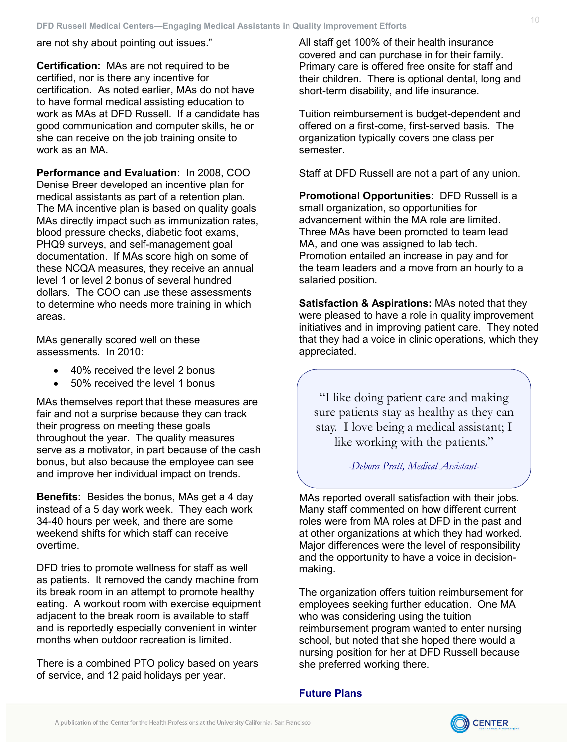are not shy about pointing out issues."

**Certification:** MAs are not required to be certified, nor is there any incentive for certification. As noted earlier, MAs do not have to have formal medical assisting education to work as MAs at DFD Russell. If a candidate has good communication and computer skills, he or she can receive on the job training onsite to work as an MA.

**Performance and Evaluation:** In 2008, COO Denise Breer developed an incentive plan for medical assistants as part of a retention plan. The MA incentive plan is based on quality goals MAs directly impact such as immunization rates, blood pressure checks, diabetic foot exams, PHQ9 surveys, and self-management goal documentation. If MAs score high on some of these NCQA measures, they receive an annual level 1 or level 2 bonus of several hundred dollars. The COO can use these assessments to determine who needs more training in which areas.

MAs generally scored well on these assessments. In 2010:

- 40% received the level 2 bonus
- 50% received the level 1 bonus

MAs themselves report that these measures are fair and not a surprise because they can track their progress on meeting these goals throughout the year. The quality measures serve as a motivator, in part because of the cash bonus, but also because the employee can see and improve her individual impact on trends.

**Benefits:** Besides the bonus, MAs get a 4 day instead of a 5 day work week. They each work 34-40 hours per week, and there are some weekend shifts for which staff can receive overtime.

DFD tries to promote wellness for staff as well as patients. It removed the candy machine from its break room in an attempt to promote healthy eating. A workout room with exercise equipment adjacent to the break room is available to staff and is reportedly especially convenient in winter months when outdoor recreation is limited.

There is a combined PTO policy based on years of service, and 12 paid holidays per year.

All staff get 100% of their health insurance covered and can purchase in for their family. Primary care is offered free onsite for staff and their children. There is optional dental, long and short-term disability, and life insurance.

Tuition reimbursement is budget-dependent and offered on a first-come, first-served basis. The organization typically covers one class per semester.

Staff at DFD Russell are not a part of any union.

**Promotional Opportunities:** DFD Russell is a small organization, so opportunities for advancement within the MA role are limited. Three MAs have been promoted to team lead MA, and one was assigned to lab tech. Promotion entailed an increase in pay and for the team leaders and a move from an hourly to a salaried position.

**Satisfaction & Aspirations:** MAs noted that they were pleased to have a role in quality improvement initiatives and in improving patient care. They noted that they had a voice in clinic operations, which they appreciated.

> "I like doing patient care and making sure patients stay as healthy as they can stay. I love being a medical assistant; I like working with the patients."
>
> *-Debora Pratt, Medical Assistant-*

MAs reported overall satisfaction with their jobs. Many staff commented on how different current roles were from MA roles at DFD in the past and at other organizations at which they had worked. Major differences were the level of responsibility and the opportunity to have a voice in decision-making.

The organization offers tuition reimbursement for employees seeking further education. One MA who was considering using the tuition reimbursement program wanted to enter nursing school, but noted that she hoped there would a nursing position for her at DFD Russell because she preferred working there.

## Future Plans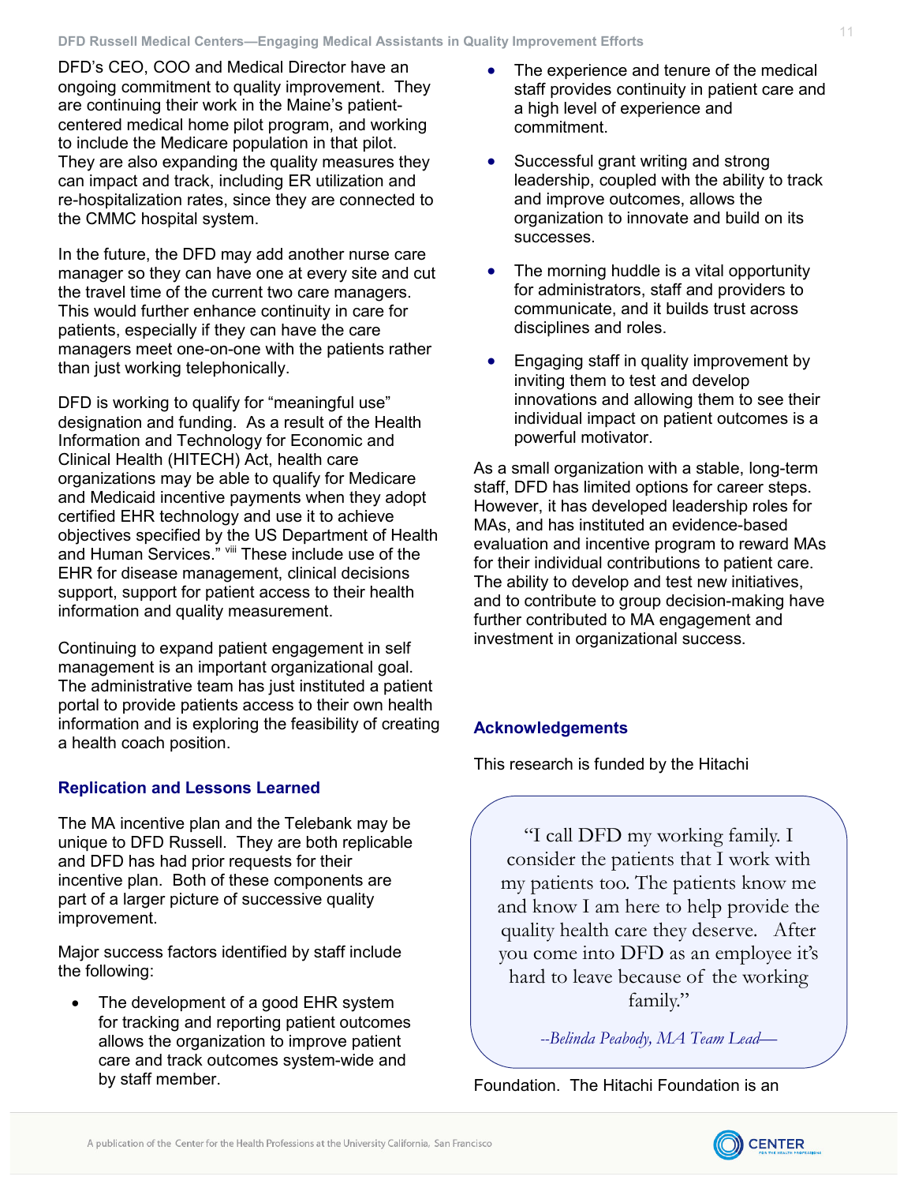DFD's CEO, COO and Medical Director have an ongoing commitment to quality improvement. They are continuing their work in the Maine's patient-centered medical home pilot program, and working to include the Medicare population in that pilot. They are also expanding the quality measures they can impact and track, including ER utilization and re-hospitalization rates, since they are connected to the CMMC hospital system.

In the future, the DFD may add another nurse care manager so they can have one at every site and cut the travel time of the current two care managers. This would further enhance continuity in care for patients, especially if they can have the care managers meet one-on-one with the patients rather than just working telephonically.

DFD is working to qualify for "meaningful use" designation and funding. As a result of the Health Information and Technology for Economic and Clinical Health (HITECH) Act, health care organizations may be able to qualify for Medicare and Medicaid incentive payments when they adopt certified EHR technology and use it to achieve objectives specified by the US Department of Health and Human Services." [viii] These include use of the EHR for disease management, clinical decisions support, support for patient access to their health information and quality measurement.

Continuing to expand patient engagement in self management is an important organizational goal. The administrative team has just instituted a patient portal to provide patients access to their own health information and is exploring the feasibility of creating a health coach position.

## Replication and Lessons Learned

The MA incentive plan and the Telebank may be unique to DFD Russell. They are both replicable and DFD has had prior requests for their incentive plan. Both of these components are part of a larger picture of successive quality improvement.

Major success factors identified by staff include the following:

- The development of a good EHR system for tracking and reporting patient outcomes allows the organization to improve patient care and track outcomes system-wide and by staff member.
- The experience and tenure of the medical staff provides continuity in patient care and a high level of experience and commitment.
- Successful grant writing and strong leadership, coupled with the ability to track and improve outcomes, allows the organization to innovate and build on its successes.
- The morning huddle is a vital opportunity for administrators, staff and providers to communicate, and it builds trust across disciplines and roles.
- Engaging staff in quality improvement by inviting them to test and develop innovations and allowing them to see their individual impact on patient outcomes is a powerful motivator.

As a small organization with a stable, long-term staff, DFD has limited options for career steps. However, it has developed leadership roles for MAs, and has instituted an evidence-based evaluation and incentive program to reward MAs for their individual contributions to patient care. The ability to develop and test new initiatives, and to contribute to group decision-making have further contributed to MA engagement and investment in organizational success.

## Acknowledgements

This research is funded by the Hitachi Foundation. The Hitachi Foundation is an

> "I call DFD my working family. I consider the patients that I work with my patients too. The patients know me and know I am here to help provide the quality health care they deserve. After you come into DFD as an employee it's hard to leave because of the working family."
>
> *--Belinda Peabody, MA Team Lead—*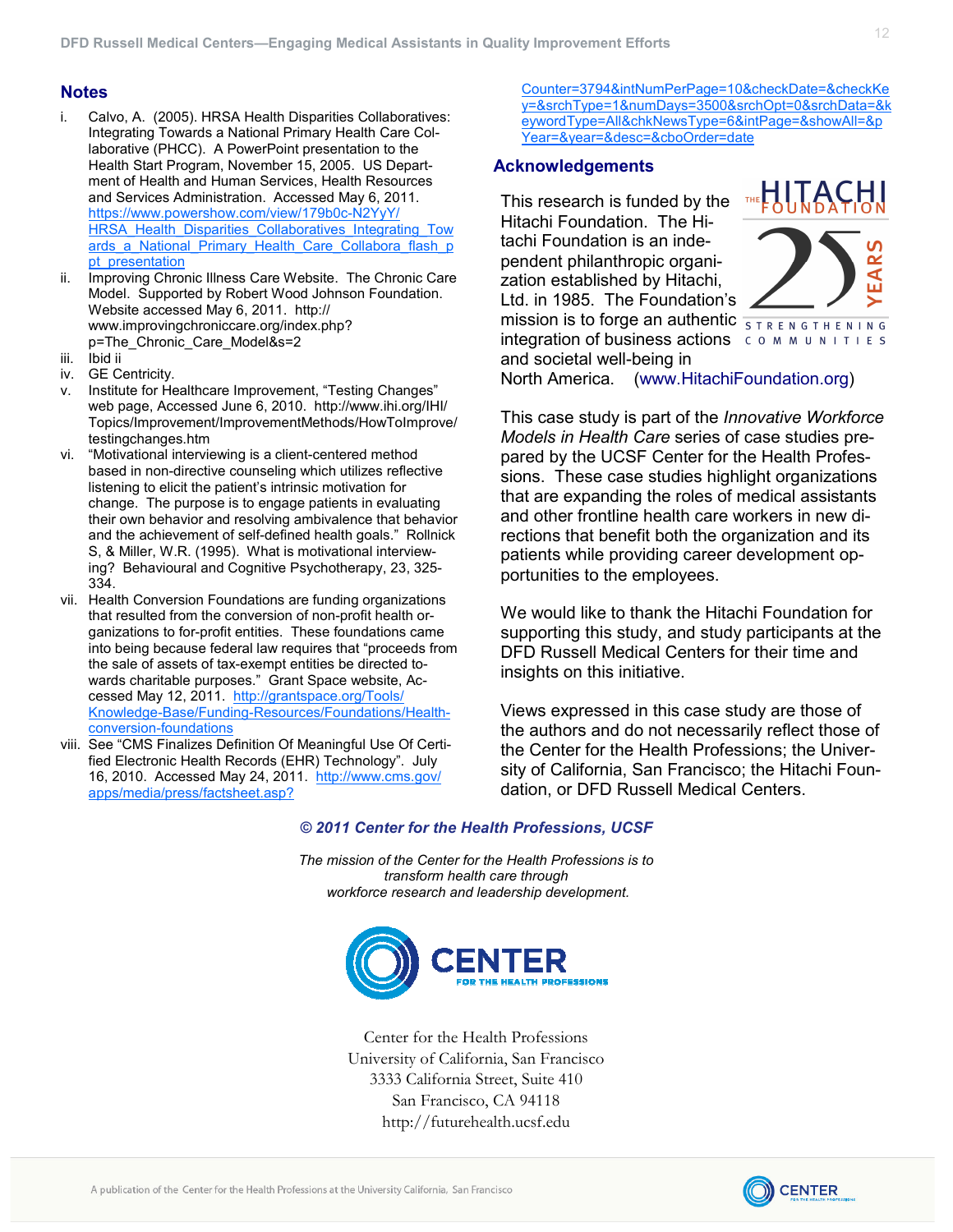## Notes

i. Calvo, A. (2005). HRSA Health Disparities Collaboratives: Integrating Towards a National Primary Health Care Collaborative (PHCC). A PowerPoint presentation to the Health Start Program, November 15, 2005. US Department of Health and Human Services, Health Resources and Services Administration. Accessed May 6, 2011. https://www.powershow.com/view/179b0c-N2YyY/HRSA_Health_Disparities_Collaboratives_Integrating_Towards_a_National_Primary_Health_Care_Collabora_flash_ppt_presentation

ii. Improving Chronic Illness Care Website. The Chronic Care Model. Supported by Robert Wood Johnson Foundation. Website accessed May 6, 2011. http://www.improvingchroniccare.org/index.php?p=The_Chronic_Care_Model&s=2

iii. Ibid ii

iv. GE Centricity.

v. Institute for Healthcare Improvement, "Testing Changes" web page, Accessed June 6, 2010. http://www.ihi.org/IHI/Topics/Improvement/ImprovementMethods/HowToImprove/testingchanges.htm

vi. "Motivational interviewing is a client-centered method based in non-directive counseling which utilizes reflective listening to elicit the patient's intrinsic motivation for change. The purpose is to engage patients in evaluating their own behavior and resolving ambivalence that behavior and the achievement of self-defined health goals." Rollnick S, & Miller, W.R. (1995). What is motivational interviewing? Behavioural and Cognitive Psychotherapy, 23, 325-334.

vii. Health Conversion Foundations are funding organizations that resulted from the conversion of non-profit health organizations to for-profit entities. These foundations came into being because federal law requires that "proceeds from the sale of assets of tax-exempt entities be directed towards charitable purposes." Grant Space website, Accessed May 12, 2011. http://grantspace.org/Tools/Knowledge-Base/Funding-Resources/Foundations/Health-conversion-foundations

viii. See "CMS Finalizes Definition Of Meaningful Use Of Certified Electronic Health Records (EHR) Technology". July 16, 2010. Accessed May 24, 2011. http://www.cms.gov/apps/media/press/factsheet.asp?Counter=3794&intNumPerPage=10&checkDate=&checkKey=&srchType=1&numDays=3500&srchOpt=0&srchData=&keywordType=All&chkNewsType=6&intPage=&showAll=&pYear=&year=&desc=&cboOrder=date

## Acknowledgements

This research is funded by the Hitachi Foundation. The Hitachi Foundation is an independent philanthropic organization established by Hitachi, Ltd. in 1985. The Foundation's mission is to forge an authentic integration of business actions and societal well-being in North America. (www.HitachiFoundation.org)

This case study is part of the *Innovative Workforce Models in Health Care* series of case studies prepared by the UCSF Center for the Health Professions. These case studies highlight organizations that are expanding the roles of medical assistants and other frontline health care workers in new directions that benefit both the organization and its patients while providing career development opportunities to the employees.

We would like to thank the Hitachi Foundation for supporting this study, and study participants at the DFD Russell Medical Centers for their time and insights on this initiative.

Views expressed in this case study are those of the authors and do not necessarily reflect those of the Center for the Health Professions; the University of California, San Francisco; the Hitachi Foundation, or DFD Russell Medical Centers.

***© 2011 Center for the Health Professions, UCSF***

*The mission of the Center for the Health Professions is to transform health care through workforce research and leadership development.*

Center for the Health Professions
University of California, San Francisco
3333 California Street, Suite 410
San Francisco, CA 94118
http://futurehealth.ucsf.edu

A publication of the Center for the Health Professions at the University California, San Francisco